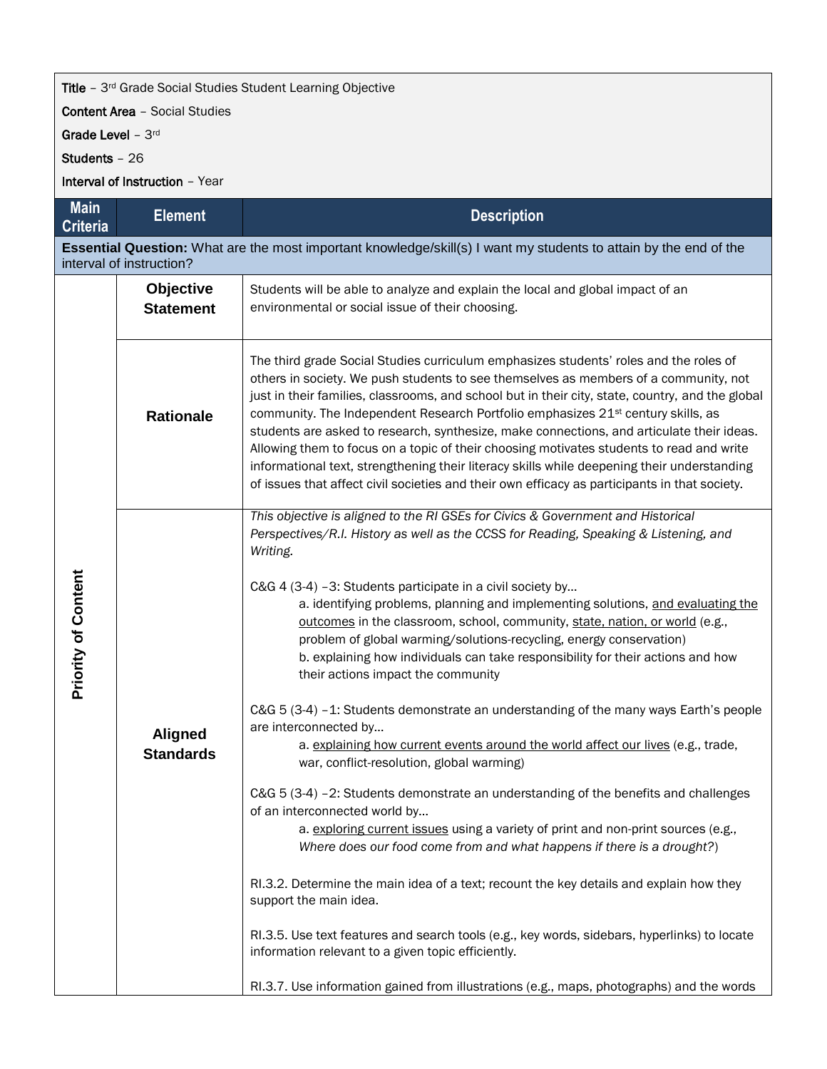**Title** – 3rd Grade Social Studies Student Learning Objective

**Content Area** – Social Studies

**Grade Level** – 3rd

**Students** – 26

**Interval of Instruction** – Year

| Main Criteria | Element | Description |
|---|---|---|
| **Essential Question:** What are the most important knowledge/skill(s) I want my students to attain by the end of the interval of instruction? | | |
| Priority of Content | **Objective Statement** | Students will be able to analyze and explain the local and global impact of an environmental or social issue of their choosing. |
| | **Rationale** | The third grade Social Studies curriculum emphasizes students' roles and the roles of others in society. We push students to see themselves as members of a community, not just in their families, classrooms, and school but in their city, state, country, and the global community. The Independent Research Portfolio emphasizes 21st century skills, as students are asked to research, synthesize, make connections, and articulate their ideas. Allowing them to focus on a topic of their choosing motivates students to read and write informational text, strengthening their literacy skills while deepening their understanding of issues that affect civil societies and their own efficacy as participants in that society. |
| | **Aligned Standards** | *This objective is aligned to the RI GSEs for Civics & Government and Historical Perspectives/R.I. History as well as the CCSS for Reading, Speaking & Listening, and Writing.*<br><br>C&G 4 (3-4) –3: Students participate in a civil society by…<br>a. identifying problems, planning and implementing solutions, <u>and evaluating the outcomes</u> in the classroom, school, community, <u>state, nation, or world</u> (e.g., problem of global warming/solutions-recycling, energy conservation)<br>b. explaining how individuals can take responsibility for their actions and how their actions impact the community<br><br>C&G 5 (3-4) –1: Students demonstrate an understanding of the many ways Earth's people are interconnected by…<br>a. <u>explaining how current events around the world affect our lives</u> (e.g., trade, war, conflict-resolution, global warming)<br><br>C&G 5 (3-4) –2: Students demonstrate an understanding of the benefits and challenges of an interconnected world by…<br>a. <u>exploring current issues</u> using a variety of print and non-print sources (e.g., *Where does our food come from and what happens if there is a drought?*)<br><br>RI.3.2. Determine the main idea of a text; recount the key details and explain how they support the main idea.<br><br>RI.3.5. Use text features and search tools (e.g., key words, sidebars, hyperlinks) to locate information relevant to a given topic efficiently.<br><br>RI.3.7. Use information gained from illustrations (e.g., maps, photographs) and the words |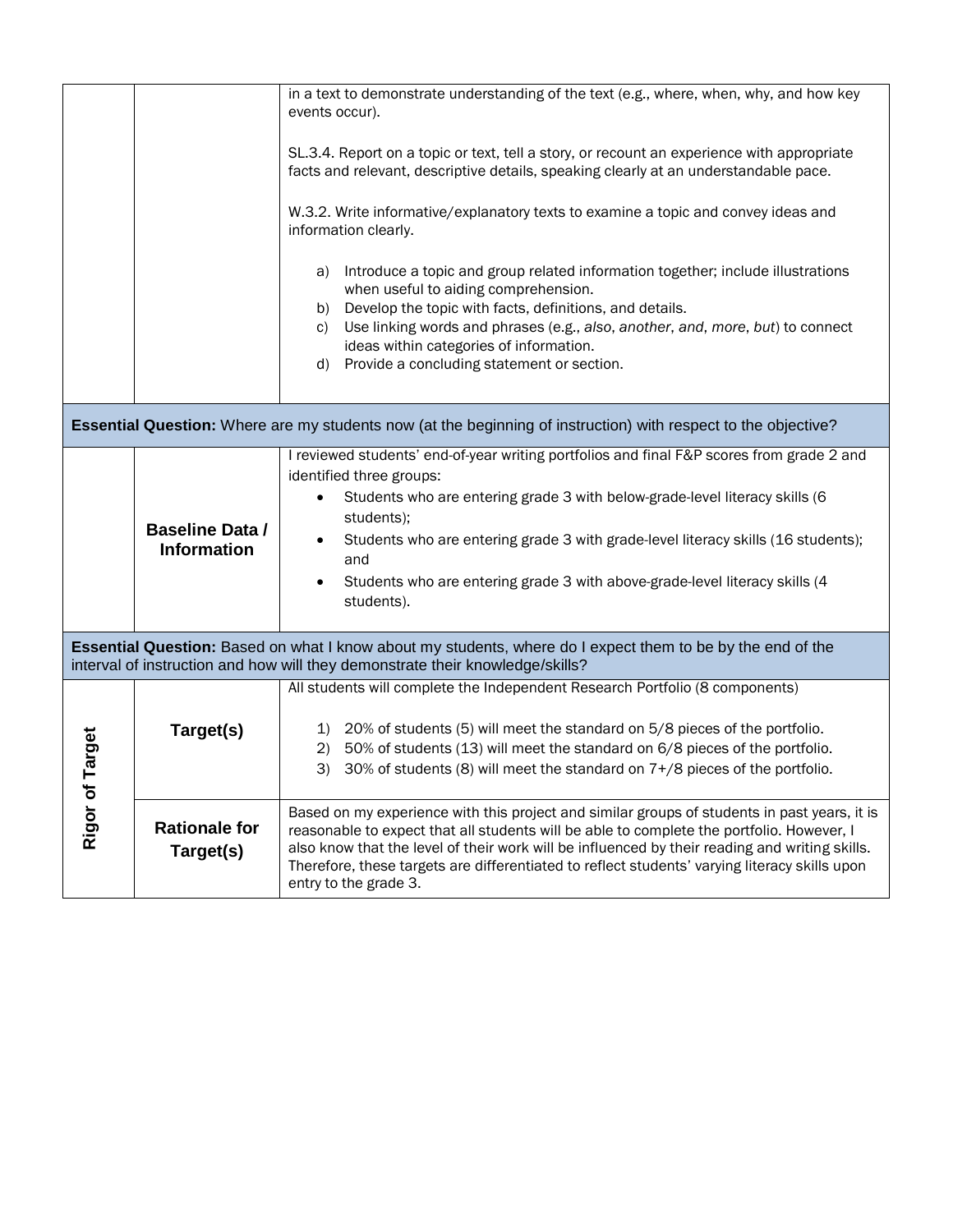| | | |
|---|---|---|
| | | in a text to demonstrate understanding of the text (e.g., where, when, why, and how key events occur).<br><br>SL.3.4. Report on a topic or text, tell a story, or recount an experience with appropriate facts and relevant, descriptive details, speaking clearly at an understandable pace.<br><br>W.3.2. Write informative/explanatory texts to examine a topic and convey ideas and information clearly.<br><br>a) Introduce a topic and group related information together; include illustrations when useful to aiding comprehension.<br>b) Develop the topic with facts, definitions, and details.<br>c) Use linking words and phrases (e.g., *also*, *another*, *and*, *more*, *but*) to connect ideas within categories of information.<br>d) Provide a concluding statement or section. |
| **Essential Question:** Where are my students now (at the beginning of instruction) with respect to the objective? | | |
| | **Baseline Data / Information** | I reviewed students' end-of-year writing portfolios and final F&P scores from grade 2 and identified three groups:<br>• Students who are entering grade 3 with below-grade-level literacy skills (6 students);<br>• Students who are entering grade 3 with grade-level literacy skills (16 students); and<br>• Students who are entering grade 3 with above-grade-level literacy skills (4 students). |
| **Essential Question:** Based on what I know about my students, where do I expect them to be by the end of the interval of instruction and how will they demonstrate their knowledge/skills? | | |
| **Rigor of Target** | **Target(s)** | All students will complete the Independent Research Portfolio (8 components)<br><br>1) 20% of students (5) will meet the standard on 5/8 pieces of the portfolio.<br>2) 50% of students (13) will meet the standard on 6/8 pieces of the portfolio.<br>3) 30% of students (8) will meet the standard on 7+/8 pieces of the portfolio. |
| | **Rationale for Target(s)** | Based on my experience with this project and similar groups of students in past years, it is reasonable to expect that all students will be able to complete the portfolio. However, I also know that the level of their work will be influenced by their reading and writing skills. Therefore, these targets are differentiated to reflect students' varying literacy skills upon entry to the grade 3. |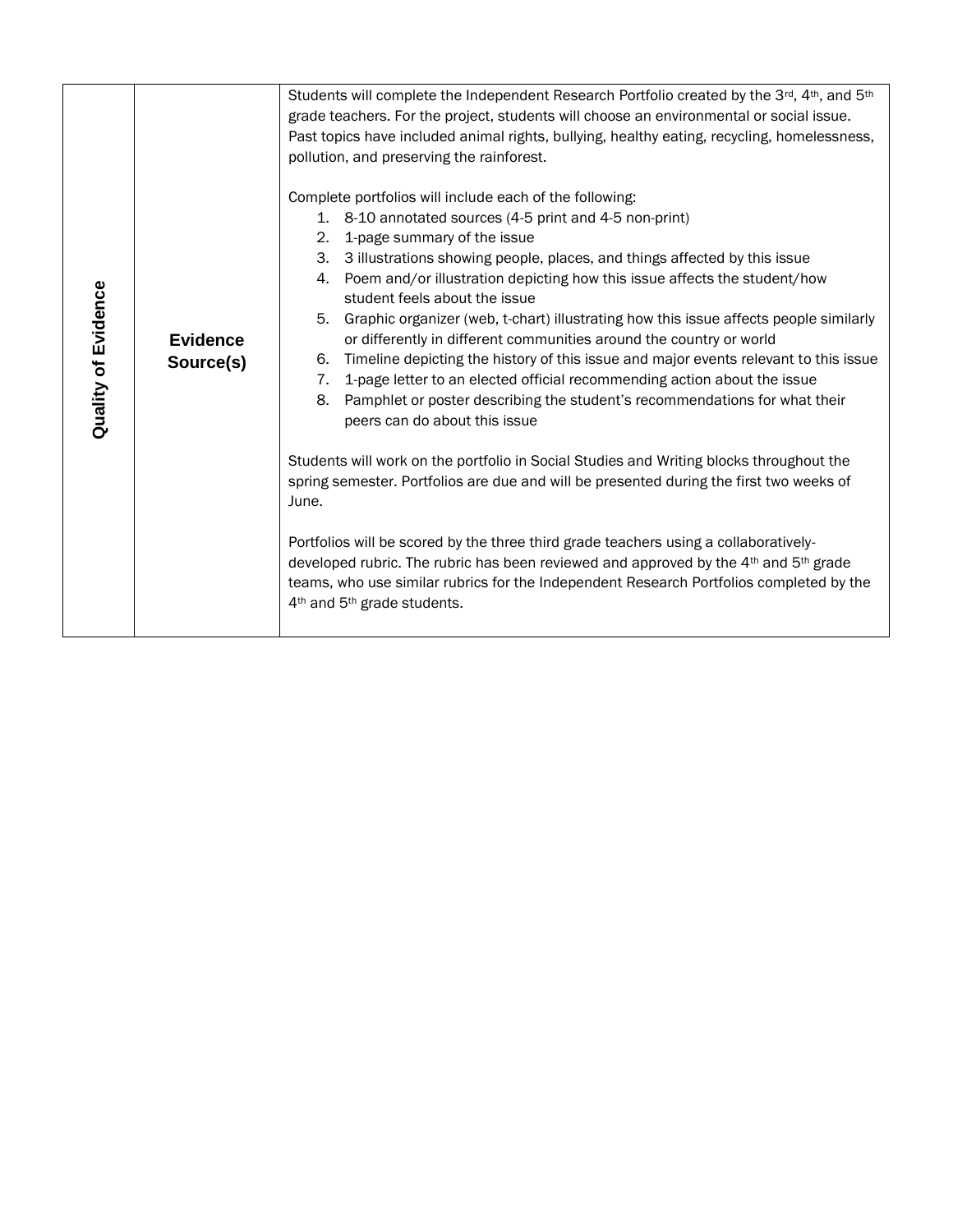| | | |
|---|---|---|
| **Quality of Evidence** | **Evidence Source(s)** | Students will complete the Independent Research Portfolio created by the 3rd, 4th, and 5th grade teachers. For the project, students will choose an environmental or social issue. Past topics have included animal rights, bullying, healthy eating, recycling, homelessness, pollution, and preserving the rainforest.<br><br>Complete portfolios will include each of the following:<br>1. 8-10 annotated sources (4-5 print and 4-5 non-print)<br>2. 1-page summary of the issue<br>3. 3 illustrations showing people, places, and things affected by this issue<br>4. Poem and/or illustration depicting how this issue affects the student/how student feels about the issue<br>5. Graphic organizer (web, t-chart) illustrating how this issue affects people similarly or differently in different communities around the country or world<br>6. Timeline depicting the history of this issue and major events relevant to this issue<br>7. 1-page letter to an elected official recommending action about the issue<br>8. Pamphlet or poster describing the student's recommendations for what their peers can do about this issue<br><br>Students will work on the portfolio in Social Studies and Writing blocks throughout the spring semester. Portfolios are due and will be presented during the first two weeks of June.<br><br>Portfolios will be scored by the three third grade teachers using a collaboratively-developed rubric. The rubric has been reviewed and approved by the 4th and 5th grade teams, who use similar rubrics for the Independent Research Portfolios completed by the 4th and 5th grade students. |